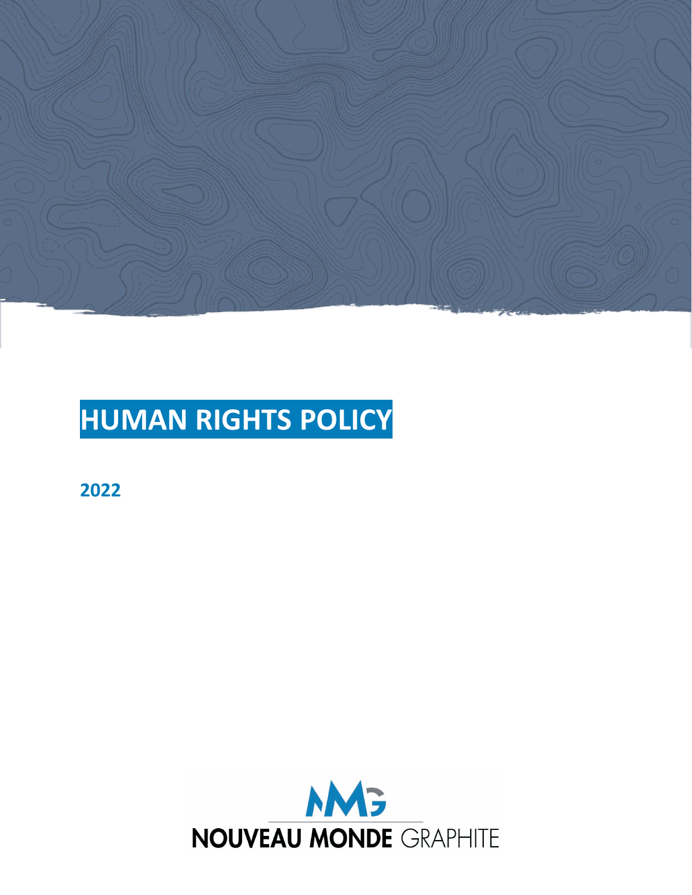# HUMAN RIGHTS POLICY

**2022**

NOUVEAU MONDE GRAPHITE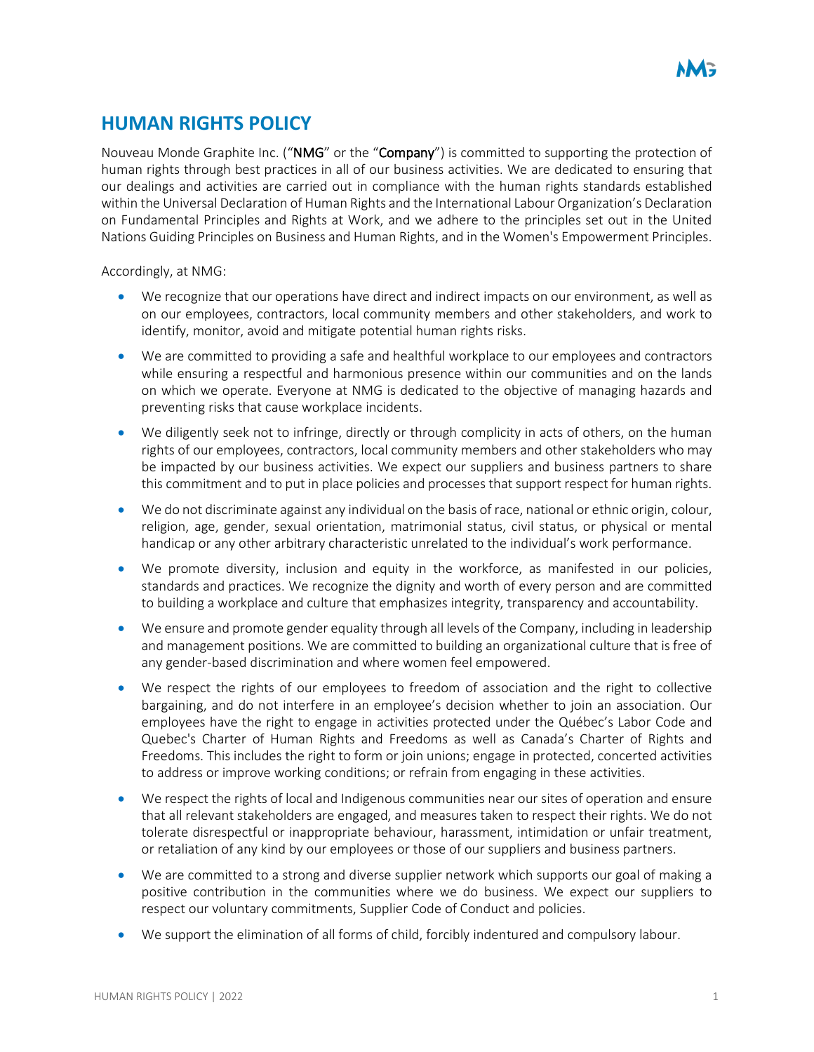## HUMAN RIGHTS POLICY

Nouveau Monde Graphite Inc. ("**NMG**" or the "**Company**") is committed to supporting the protection of human rights through best practices in all of our business activities. We are dedicated to ensuring that our dealings and activities are carried out in compliance with the human rights standards established within the Universal Declaration of Human Rights and the International Labour Organization's Declaration on Fundamental Principles and Rights at Work, and we adhere to the principles set out in the United Nations Guiding Principles on Business and Human Rights, and in the Women's Empowerment Principles.

Accordingly, at NMG:

- We recognize that our operations have direct and indirect impacts on our environment, as well as on our employees, contractors, local community members and other stakeholders, and work to identify, monitor, avoid and mitigate potential human rights risks.
- We are committed to providing a safe and healthful workplace to our employees and contractors while ensuring a respectful and harmonious presence within our communities and on the lands on which we operate. Everyone at NMG is dedicated to the objective of managing hazards and preventing risks that cause workplace incidents.
- We diligently seek not to infringe, directly or through complicity in acts of others, on the human rights of our employees, contractors, local community members and other stakeholders who may be impacted by our business activities. We expect our suppliers and business partners to share this commitment and to put in place policies and processes that support respect for human rights.
- We do not discriminate against any individual on the basis of race, national or ethnic origin, colour, religion, age, gender, sexual orientation, matrimonial status, civil status, or physical or mental handicap or any other arbitrary characteristic unrelated to the individual's work performance.
- We promote diversity, inclusion and equity in the workforce, as manifested in our policies, standards and practices. We recognize the dignity and worth of every person and are committed to building a workplace and culture that emphasizes integrity, transparency and accountability.
- We ensure and promote gender equality through all levels of the Company, including in leadership and management positions. We are committed to building an organizational culture that is free of any gender-based discrimination and where women feel empowered.
- We respect the rights of our employees to freedom of association and the right to collective bargaining, and do not interfere in an employee's decision whether to join an association. Our employees have the right to engage in activities protected under the Québec's Labor Code and Quebec's Charter of Human Rights and Freedoms as well as Canada's Charter of Rights and Freedoms. This includes the right to form or join unions; engage in protected, concerted activities to address or improve working conditions; or refrain from engaging in these activities.
- We respect the rights of local and Indigenous communities near our sites of operation and ensure that all relevant stakeholders are engaged, and measures taken to respect their rights. We do not tolerate disrespectful or inappropriate behaviour, harassment, intimidation or unfair treatment, or retaliation of any kind by our employees or those of our suppliers and business partners.
- We are committed to a strong and diverse supplier network which supports our goal of making a positive contribution in the communities where we do business. We expect our suppliers to respect our voluntary commitments, Supplier Code of Conduct and policies.
- We support the elimination of all forms of child, forcibly indentured and compulsory labour.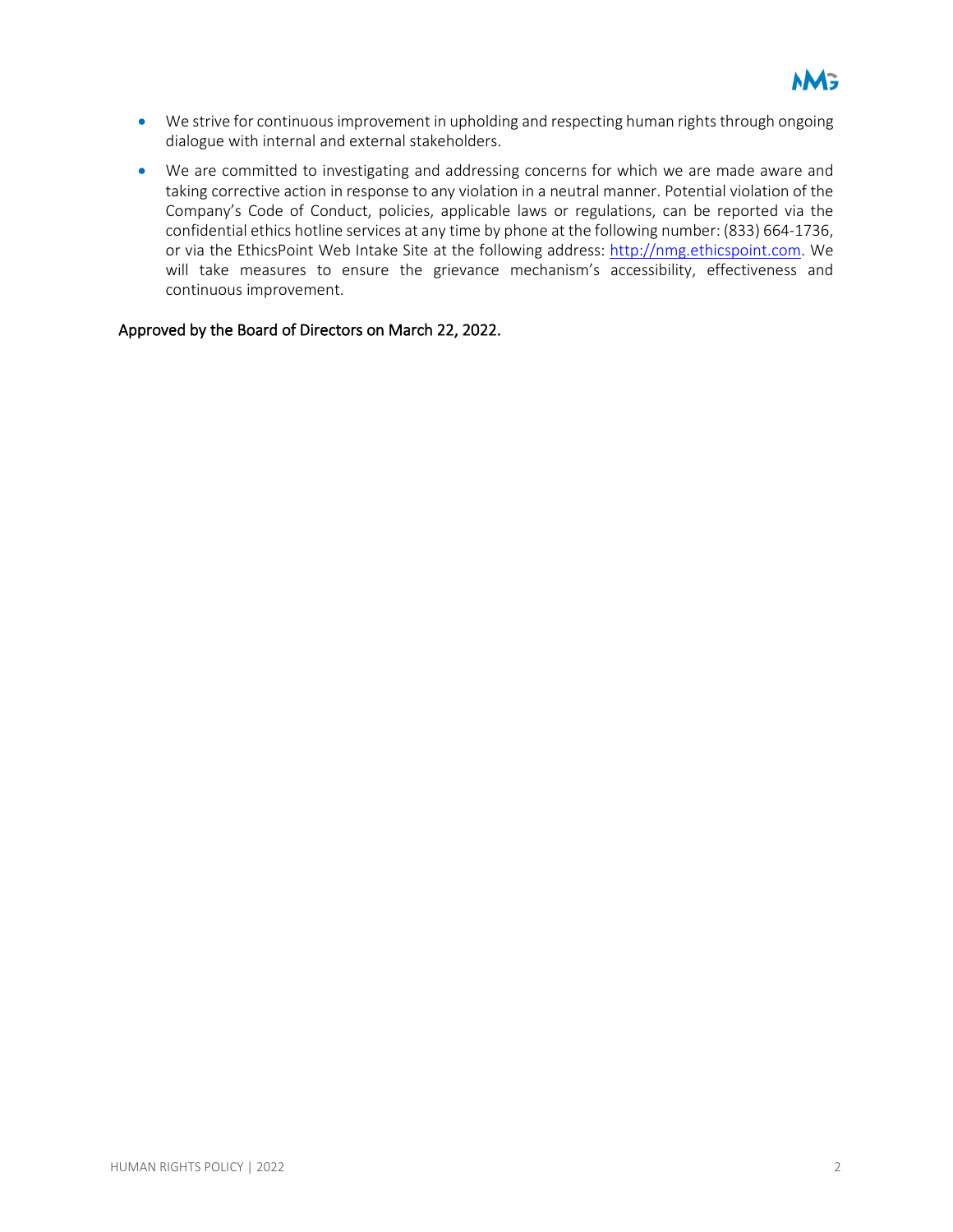- We strive for continuous improvement in upholding and respecting human rights through ongoing dialogue with internal and external stakeholders.
- We are committed to investigating and addressing concerns for which we are made aware and taking corrective action in response to any violation in a neutral manner. Potential violation of the Company's Code of Conduct, policies, applicable laws or regulations, can be reported via the confidential ethics hotline services at any time by phone at the following number: (833) 664-1736, or via the EthicsPoint Web Intake Site at the following address: http://nmg.ethicspoint.com. We will take measures to ensure the grievance mechanism's accessibility, effectiveness and continuous improvement.

Approved by the Board of Directors on March 22, 2022.